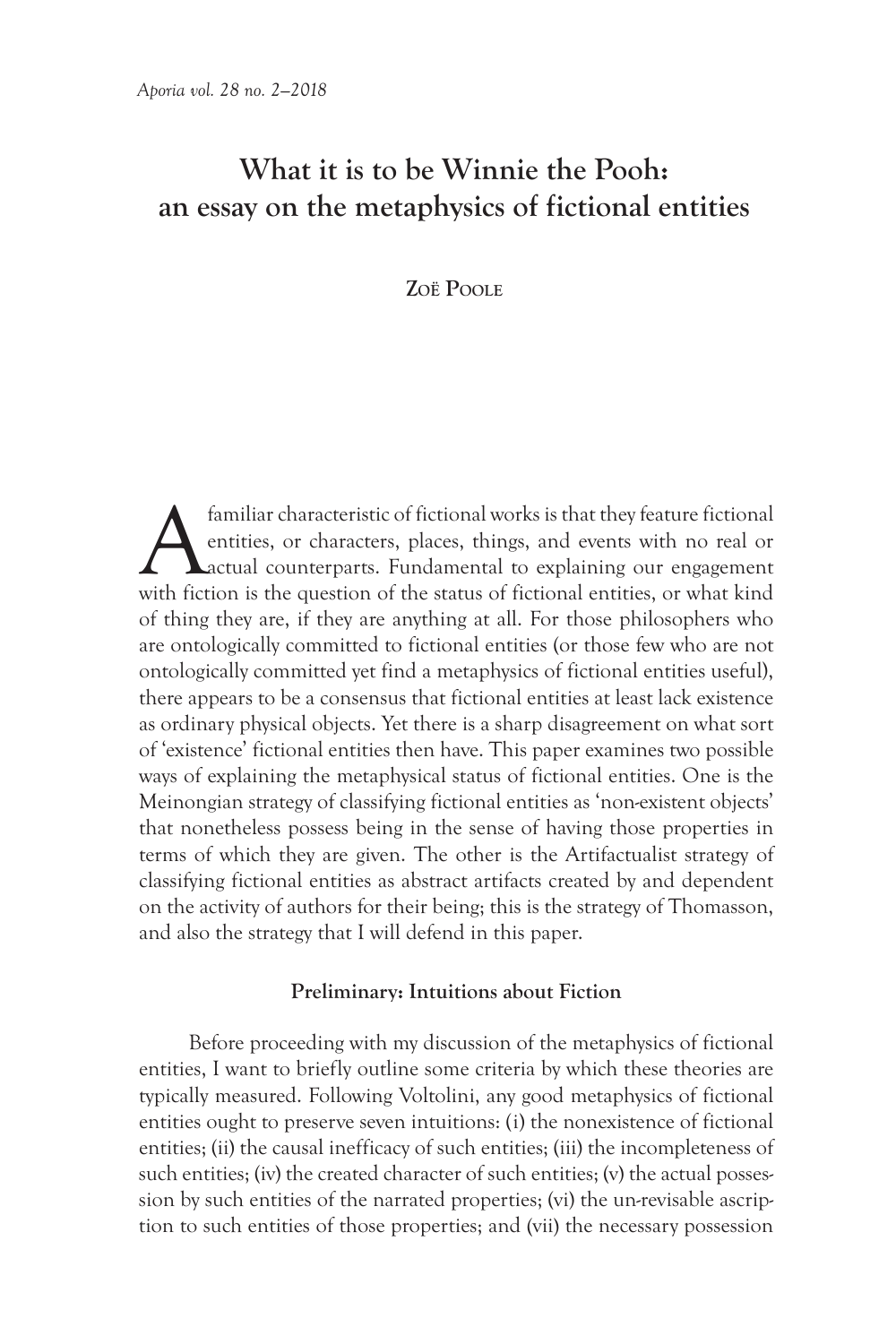# What it is to be Winnie the Pooh: an essay on the metaphysics of fictional entities

Zoë Poole

A familiar characteristic of fictional works is that they feature fictional entities, or characters, places, things, and events with no real or actual counterparts. Fundamental to explaining our engagement with fiction is the question of the status of fictional entities, or what kind of thing they are, if they are anything at all. For those philosophers who are ontologically committed to fictional entities (or those few who are not ontologically committed yet find a metaphysics of fictional entities useful), there appears to be a consensus that fictional entities at least lack existence as ordinary physical objects. Yet there is a sharp disagreement on what sort of 'existence' fictional entities then have. This paper examines two possible ways of explaining the metaphysical status of fictional entities. One is the Meinongian strategy of classifying fictional entities as 'non-existent objects' that nonetheless possess being in the sense of having those properties in terms of which they are given. The other is the Artifactualist strategy of classifying fictional entities as abstract artifacts created by and dependent on the activity of authors for their being; this is the strategy of Thomasson, and also the strategy that I will defend in this paper.

### Preliminary: Intuitions about Fiction

Before proceeding with my discussion of the metaphysics of fictional entities, I want to briefly outline some criteria by which these theories are typically measured. Following Voltolini, any good metaphysics of fictional entities ought to preserve seven intuitions: (i) the nonexistence of fictional entities; (ii) the causal inefficacy of such entities; (iii) the incompleteness of such entities; (iv) the created character of such entities; (v) the actual possession by such entities of the narrated properties; (vi) the un-revisable ascription to such entities of those properties; and (vii) the necessary possession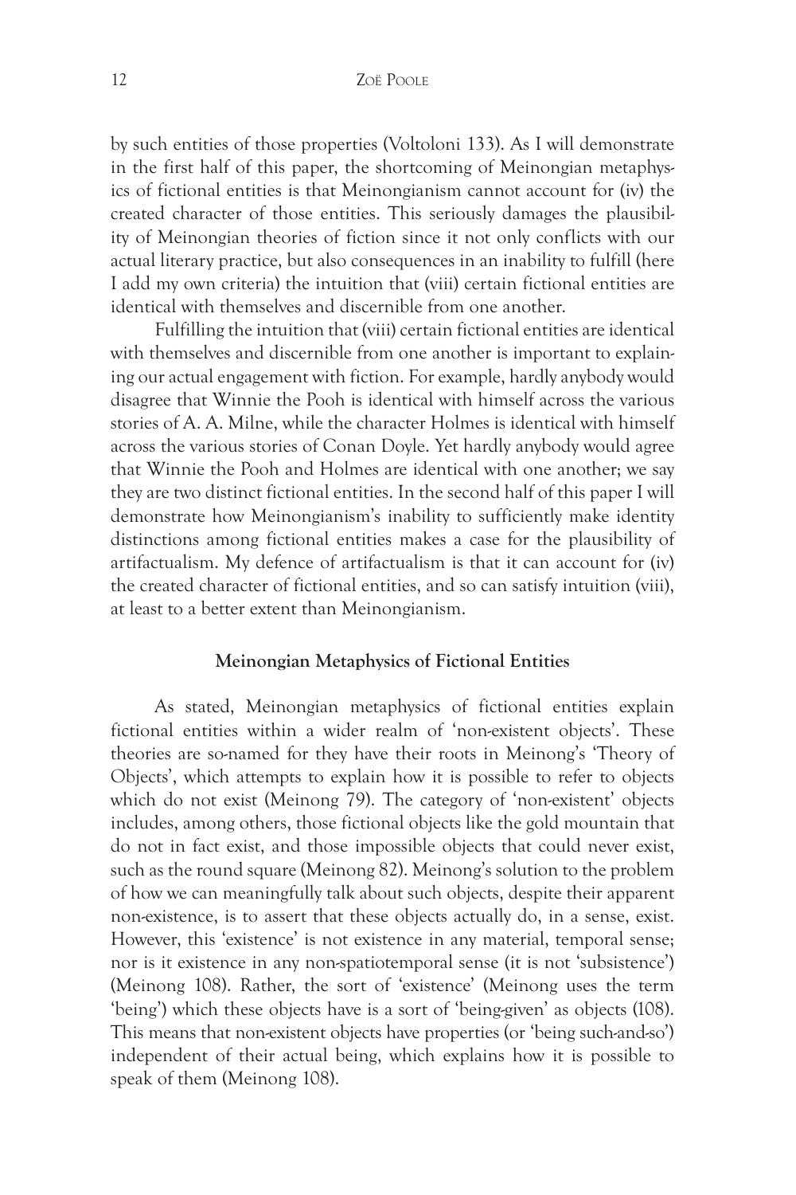by such entities of those properties (Voltoloni 133). As I will demonstrate in the first half of this paper, the shortcoming of Meinongian metaphysics of fictional entities is that Meinongianism cannot account for (iv) the created character of those entities. This seriously damages the plausibility of Meinongian theories of fiction since it not only conflicts with our actual literary practice, but also consequences in an inability to fulfill (here I add my own criteria) the intuition that (viii) certain fictional entities are identical with themselves and discernible from one another.

Fulfilling the intuition that (viii) certain fictional entities are identical with themselves and discernible from one another is important to explaining our actual engagement with fiction. For example, hardly anybody would disagree that Winnie the Pooh is identical with himself across the various stories of A. A. Milne, while the character Holmes is identical with himself across the various stories of Conan Doyle. Yet hardly anybody would agree that Winnie the Pooh and Holmes are identical with one another; we say they are two distinct fictional entities. In the second half of this paper I will demonstrate how Meinongianism's inability to sufficiently make identity distinctions among fictional entities makes a case for the plausibility of artifactualism. My defence of artifactualism is that it can account for (iv) the created character of fictional entities, and so can satisfy intuition (viii), at least to a better extent than Meinongianism.

## Meinongian Metaphysics of Fictional Entities

As stated, Meinongian metaphysics of fictional entities explain fictional entities within a wider realm of 'non-existent objects'. These theories are so-named for they have their roots in Meinong's 'Theory of Objects', which attempts to explain how it is possible to refer to objects which do not exist (Meinong 79). The category of 'non-existent' objects includes, among others, those fictional objects like the gold mountain that do not in fact exist, and those impossible objects that could never exist, such as the round square (Meinong 82). Meinong's solution to the problem of how we can meaningfully talk about such objects, despite their apparent non-existence, is to assert that these objects actually do, in a sense, exist. However, this 'existence' is not existence in any material, temporal sense; nor is it existence in any non-spatiotemporal sense (it is not 'subsistence') (Meinong 108). Rather, the sort of 'existence' (Meinong uses the term 'being') which these objects have is a sort of 'being-given' as objects (108). This means that non-existent objects have properties (or 'being such-and-so') independent of their actual being, which explains how it is possible to speak of them (Meinong 108).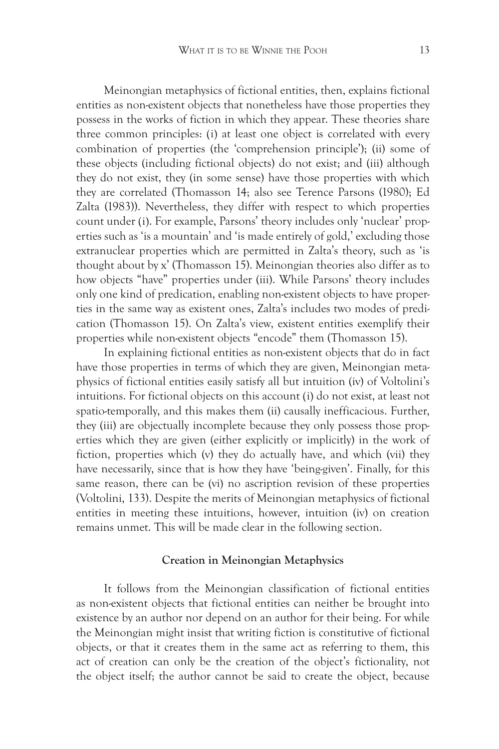Meinongian metaphysics of fictional entities, then, explains fictional entities as non-existent objects that nonetheless have those properties they possess in the works of fiction in which they appear. These theories share three common principles: (i) at least one object is correlated with every combination of properties (the 'comprehension principle'); (ii) some of these objects (including fictional objects) do not exist; and (iii) although they do not exist, they (in some sense) have those properties with which they are correlated (Thomasson 14; also see Terence Parsons (1980); Ed Zalta (1983)). Nevertheless, they differ with respect to which properties count under (i). For example, Parsons' theory includes only 'nuclear' properties such as 'is a mountain' and 'is made entirely of gold,' excluding those extranuclear properties which are permitted in Zalta's theory, such as 'is thought about by x' (Thomasson 15). Meinongian theories also differ as to how objects "have" properties under (iii). While Parsons' theory includes only one kind of predication, enabling non-existent objects to have properties in the same way as existent ones, Zalta's includes two modes of predication (Thomasson 15). On Zalta's view, existent entities exemplify their properties while non-existent objects "encode" them (Thomasson 15).

In explaining fictional entities as non-existent objects that do in fact have those properties in terms of which they are given, Meinongian metaphysics of fictional entities easily satisfy all but intuition (iv) of Voltolini's intuitions. For fictional objects on this account (i) do not exist, at least not spatio-temporally, and this makes them (ii) causally inefficacious. Further, they (iii) are objectually incomplete because they only possess those properties which they are given (either explicitly or implicitly) in the work of fiction, properties which (v) they do actually have, and which (vii) they have necessarily, since that is how they have 'being-given'. Finally, for this same reason, there can be (vi) no ascription revision of these properties (Voltolini, 133). Despite the merits of Meinongian metaphysics of fictional entities in meeting these intuitions, however, intuition (iv) on creation remains unmet. This will be made clear in the following section.

## Creation in Meinongian Metaphysics

It follows from the Meinongian classification of fictional entities as non-existent objects that fictional entities can neither be brought into existence by an author nor depend on an author for their being. For while the Meinongian might insist that writing fiction is constitutive of fictional objects, or that it creates them in the same act as referring to them, this act of creation can only be the creation of the object's fictionality, not the object itself; the author cannot be said to create the object, because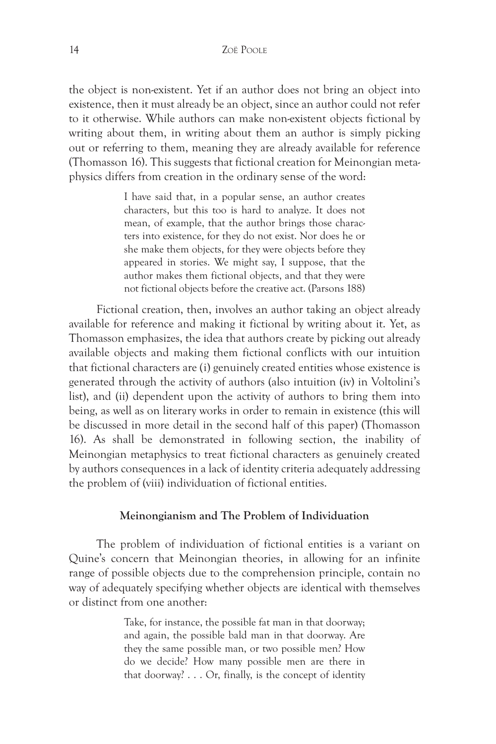the object is non-existent. Yet if an author does not bring an object into existence, then it must already be an object, since an author could not refer to it otherwise. While authors can make non-existent objects fictional by writing about them, in writing about them an author is simply picking out or referring to them, meaning they are already available for reference (Thomasson 16). This suggests that fictional creation for Meinongian metaphysics differs from creation in the ordinary sense of the word:

> I have said that, in a popular sense, an author creates characters, but this too is hard to analyze. It does not mean, of example, that the author brings those characters into existence, for they do not exist. Nor does he or she make them objects, for they were objects before they appeared in stories. We might say, I suppose, that the author makes them fictional objects, and that they were not fictional objects before the creative act. (Parsons 188)

Fictional creation, then, involves an author taking an object already available for reference and making it fictional by writing about it. Yet, as Thomasson emphasizes, the idea that authors create by picking out already available objects and making them fictional conflicts with our intuition that fictional characters are (i) genuinely created entities whose existence is generated through the activity of authors (also intuition (iv) in Voltolini's list), and (ii) dependent upon the activity of authors to bring them into being, as well as on literary works in order to remain in existence (this will be discussed in more detail in the second half of this paper) (Thomasson 16). As shall be demonstrated in following section, the inability of Meinongian metaphysics to treat fictional characters as genuinely created by authors consequences in a lack of identity criteria adequately addressing the problem of (viii) individuation of fictional entities.

### Meinongianism and The Problem of Individuation

The problem of individuation of fictional entities is a variant on Quine's concern that Meinongian theories, in allowing for an infinite range of possible objects due to the comprehension principle, contain no way of adequately specifying whether objects are identical with themselves or distinct from one another:

> Take, for instance, the possible fat man in that doorway; and again, the possible bald man in that doorway. Are they the same possible man, or two possible men? How do we decide? How many possible men are there in that doorway? . . . Or, finally, is the concept of identity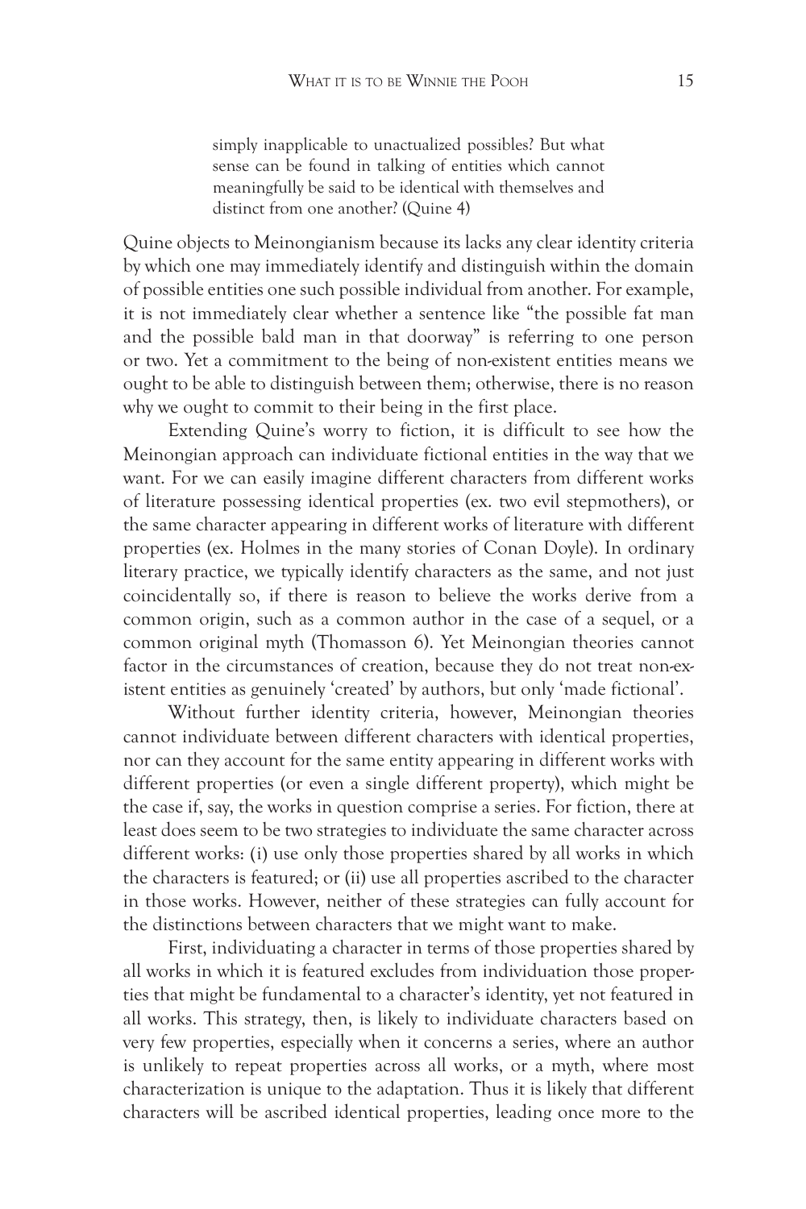> simply inapplicable to unactualized possibles? But what sense can be found in talking of entities which cannot meaningfully be said to be identical with themselves and distinct from one another? (Quine 4)

Quine objects to Meinongianism because its lacks any clear identity criteria by which one may immediately identify and distinguish within the domain of possible entities one such possible individual from another. For example, it is not immediately clear whether a sentence like "the possible fat man and the possible bald man in that doorway" is referring to one person or two. Yet a commitment to the being of non-existent entities means we ought to be able to distinguish between them; otherwise, there is no reason why we ought to commit to their being in the first place.

Extending Quine's worry to fiction, it is difficult to see how the Meinongian approach can individuate fictional entities in the way that we want. For we can easily imagine different characters from different works of literature possessing identical properties (ex. two evil stepmothers), or the same character appearing in different works of literature with different properties (ex. Holmes in the many stories of Conan Doyle). In ordinary literary practice, we typically identify characters as the same, and not just coincidentally so, if there is reason to believe the works derive from a common origin, such as a common author in the case of a sequel, or a common original myth (Thomasson 6). Yet Meinongian theories cannot factor in the circumstances of creation, because they do not treat non-existent entities as genuinely 'created' by authors, but only 'made fictional'.

Without further identity criteria, however, Meinongian theories cannot individuate between different characters with identical properties, nor can they account for the same entity appearing in different works with different properties (or even a single different property), which might be the case if, say, the works in question comprise a series. For fiction, there at least does seem to be two strategies to individuate the same character across different works: (i) use only those properties shared by all works in which the characters is featured; or (ii) use all properties ascribed to the character in those works. However, neither of these strategies can fully account for the distinctions between characters that we might want to make.

First, individuating a character in terms of those properties shared by all works in which it is featured excludes from individuation those properties that might be fundamental to a character's identity, yet not featured in all works. This strategy, then, is likely to individuate characters based on very few properties, especially when it concerns a series, where an author is unlikely to repeat properties across all works, or a myth, where most characterization is unique to the adaptation. Thus it is likely that different characters will be ascribed identical properties, leading once more to the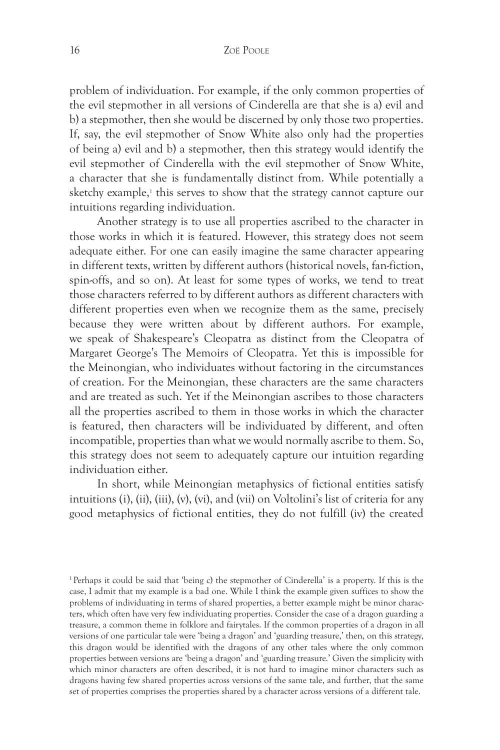problem of individuation. For example, if the only common properties of the evil stepmother in all versions of Cinderella are that she is a) evil and b) a stepmother, then she would be discerned by only those two properties. If, say, the evil stepmother of Snow White also only had the properties of being a) evil and b) a stepmother, then this strategy would identify the evil stepmother of Cinderella with the evil stepmother of Snow White, a character that she is fundamentally distinct from. While potentially a sketchy example,[1] this serves to show that the strategy cannot capture our intuitions regarding individuation.

Another strategy is to use all properties ascribed to the character in those works in which it is featured. However, this strategy does not seem adequate either. For one can easily imagine the same character appearing in different texts, written by different authors (historical novels, fan-fiction, spin-offs, and so on). At least for some types of works, we tend to treat those characters referred to by different authors as different characters with different properties even when we recognize them as the same, precisely because they were written about by different authors. For example, we speak of Shakespeare's Cleopatra as distinct from the Cleopatra of Margaret George's The Memoirs of Cleopatra. Yet this is impossible for the Meinongian, who individuates without factoring in the circumstances of creation. For the Meinongian, these characters are the same characters and are treated as such. Yet if the Meinongian ascribes to those characters all the properties ascribed to them in those works in which the character is featured, then characters will be individuated by different, and often incompatible, properties than what we would normally ascribe to them. So, this strategy does not seem to adequately capture our intuition regarding individuation either.

In short, while Meinongian metaphysics of fictional entities satisfy intuitions (i), (ii), (iii), (v), (vi), and (vii) on Voltolini's list of criteria for any good metaphysics of fictional entities, they do not fulfill (iv) the created

[1] Perhaps it could be said that 'being c) the stepmother of Cinderella' is a property. If this is the case, I admit that my example is a bad one. While I think the example given suffices to show the problems of individuating in terms of shared properties, a better example might be minor characters, which often have very few individuating properties. Consider the case of a dragon guarding a treasure, a common theme in folklore and fairytales. If the common properties of a dragon in all versions of one particular tale were 'being a dragon' and 'guarding treasure,' then, on this strategy, this dragon would be identified with the dragons of any other tales where the only common properties between versions are 'being a dragon' and 'guarding treasure.' Given the simplicity with which minor characters are often described, it is not hard to imagine minor characters such as dragons having few shared properties across versions of the same tale, and further, that the same set of properties comprises the properties shared by a character across versions of a different tale.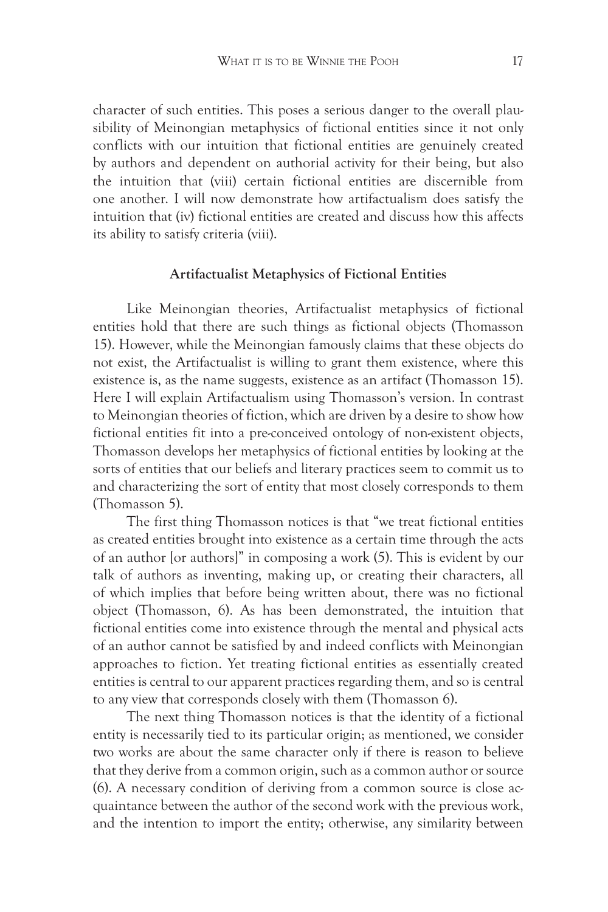character of such entities. This poses a serious danger to the overall plausibility of Meinongian metaphysics of fictional entities since it not only conflicts with our intuition that fictional entities are genuinely created by authors and dependent on authorial activity for their being, but also the intuition that (viii) certain fictional entities are discernible from one another. I will now demonstrate how artifactualism does satisfy the intuition that (iv) fictional entities are created and discuss how this affects its ability to satisfy criteria (viii).

## Artifactualist Metaphysics of Fictional Entities

Like Meinongian theories, Artifactualist metaphysics of fictional entities hold that there are such things as fictional objects (Thomasson 15). However, while the Meinongian famously claims that these objects do not exist, the Artifactualist is willing to grant them existence, where this existence is, as the name suggests, existence as an artifact (Thomasson 15). Here I will explain Artifactualism using Thomasson's version. In contrast to Meinongian theories of fiction, which are driven by a desire to show how fictional entities fit into a pre-conceived ontology of non-existent objects, Thomasson develops her metaphysics of fictional entities by looking at the sorts of entities that our beliefs and literary practices seem to commit us to and characterizing the sort of entity that most closely corresponds to them (Thomasson 5).

The first thing Thomasson notices is that "we treat fictional entities as created entities brought into existence as a certain time through the acts of an author [or authors]" in composing a work (5). This is evident by our talk of authors as inventing, making up, or creating their characters, all of which implies that before being written about, there was no fictional object (Thomasson, 6). As has been demonstrated, the intuition that fictional entities come into existence through the mental and physical acts of an author cannot be satisfied by and indeed conflicts with Meinongian approaches to fiction. Yet treating fictional entities as essentially created entities is central to our apparent practices regarding them, and so is central to any view that corresponds closely with them (Thomasson 6).

The next thing Thomasson notices is that the identity of a fictional entity is necessarily tied to its particular origin; as mentioned, we consider two works are about the same character only if there is reason to believe that they derive from a common origin, such as a common author or source (6). A necessary condition of deriving from a common source is close acquaintance between the author of the second work with the previous work, and the intention to import the entity; otherwise, any similarity between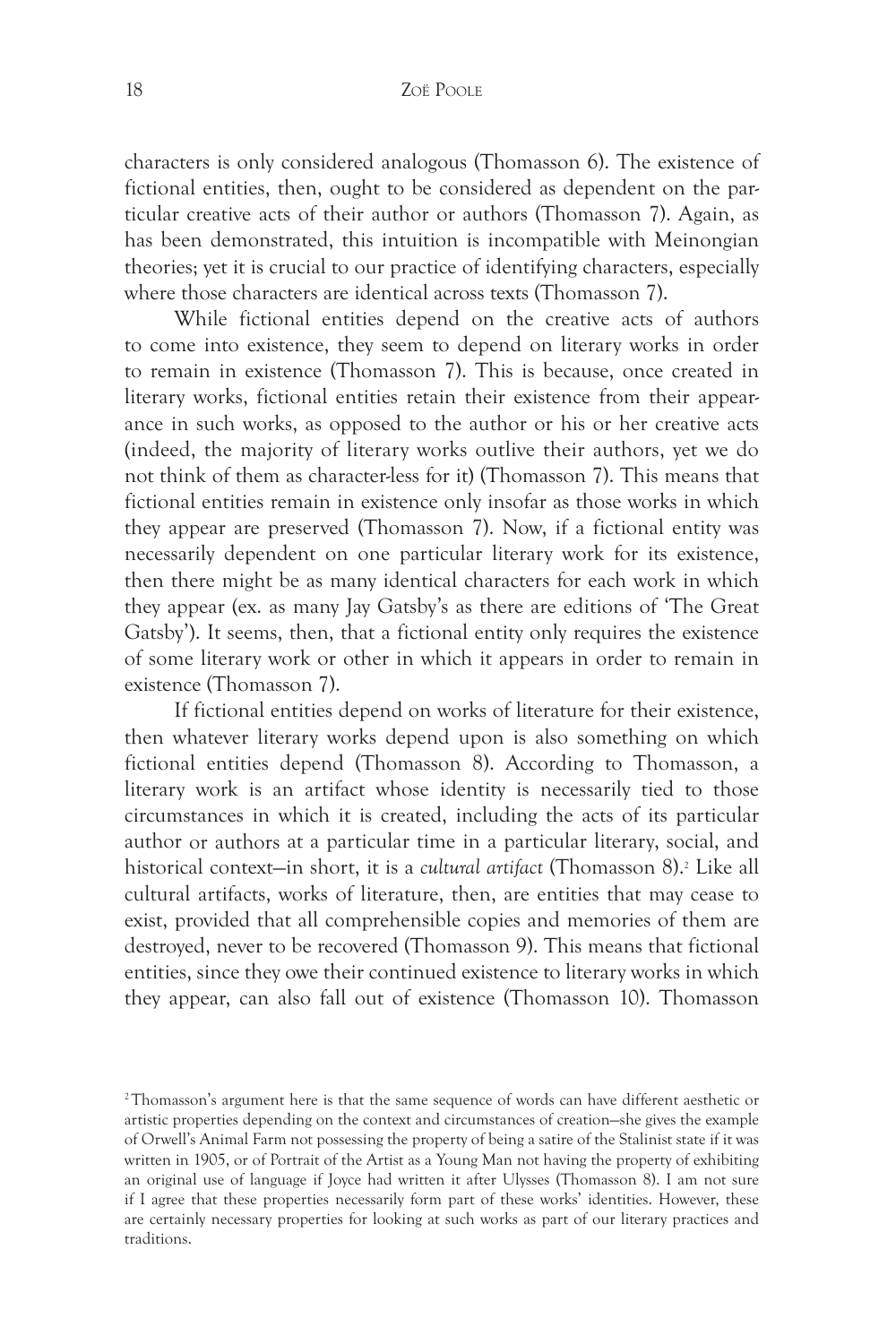characters is only considered analogous (Thomasson 6). The existence of fictional entities, then, ought to be considered as dependent on the particular creative acts of their author or authors (Thomasson 7). Again, as has been demonstrated, this intuition is incompatible with Meinongian theories; yet it is crucial to our practice of identifying characters, especially where those characters are identical across texts (Thomasson 7).

While fictional entities depend on the creative acts of authors to come into existence, they seem to depend on literary works in order to remain in existence (Thomasson 7). This is because, once created in literary works, fictional entities retain their existence from their appearance in such works, as opposed to the author or his or her creative acts (indeed, the majority of literary works outlive their authors, yet we do not think of them as character-less for it) (Thomasson 7). This means that fictional entities remain in existence only insofar as those works in which they appear are preserved (Thomasson 7). Now, if a fictional entity was necessarily dependent on one particular literary work for its existence, then there might be as many identical characters for each work in which they appear (ex. as many Jay Gatsby's as there are editions of 'The Great Gatsby'). It seems, then, that a fictional entity only requires the existence of some literary work or other in which it appears in order to remain in existence (Thomasson 7).

If fictional entities depend on works of literature for their existence, then whatever literary works depend upon is also something on which fictional entities depend (Thomasson 8). According to Thomasson, a literary work is an artifact whose identity is necessarily tied to those circumstances in which it is created, including the acts of its particular author or authors at a particular time in a particular literary, social, and historical context—in short, it is a *cultural artifact* (Thomasson 8).[2] Like all cultural artifacts, works of literature, then, are entities that may cease to exist, provided that all comprehensible copies and memories of them are destroyed, never to be recovered (Thomasson 9). This means that fictional entities, since they owe their continued existence to literary works in which they appear, can also fall out of existence (Thomasson 10). Thomasson

[2] Thomasson's argument here is that the same sequence of words can have different aesthetic or artistic properties depending on the context and circumstances of creation—she gives the example of Orwell's Animal Farm not possessing the property of being a satire of the Stalinist state if it was written in 1905, or of Portrait of the Artist as a Young Man not having the property of exhibiting an original use of language if Joyce had written it after Ulysses (Thomasson 8). I am not sure if I agree that these properties necessarily form part of these works' identities. However, these are certainly necessary properties for looking at such works as part of our literary practices and traditions.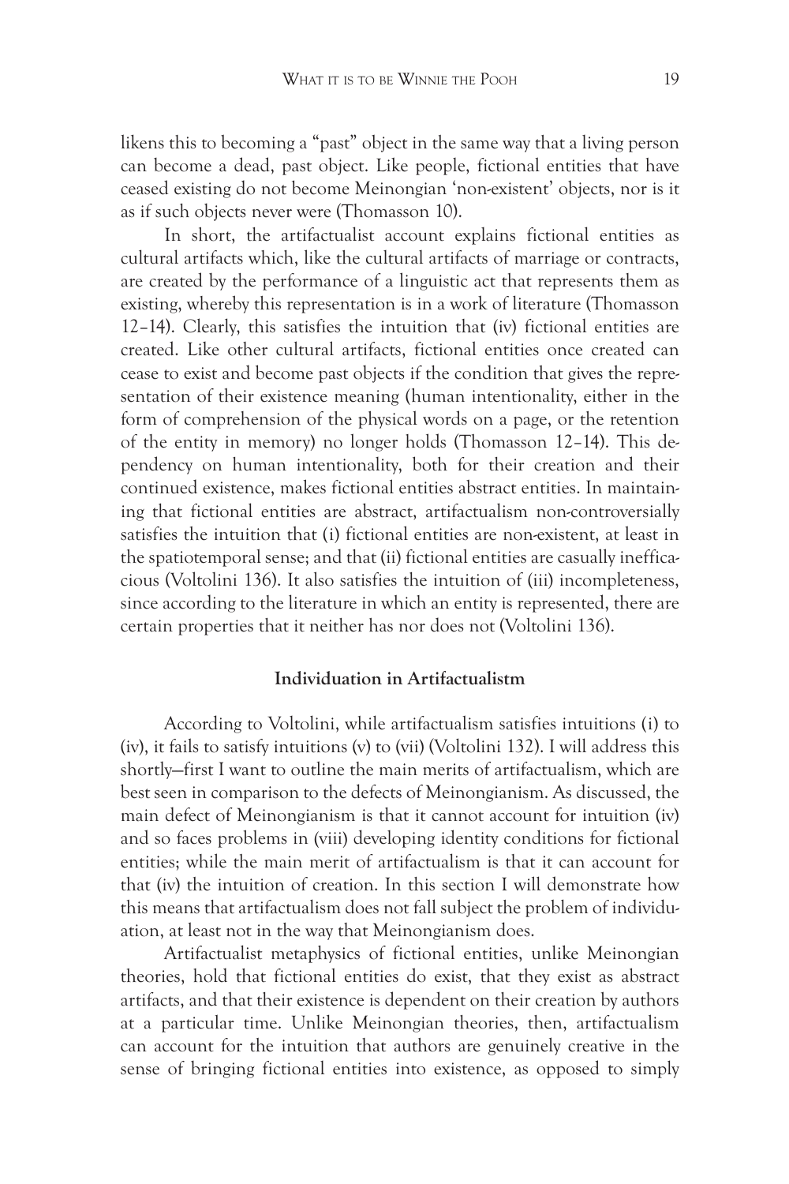likens this to becoming a "past" object in the same way that a living person can become a dead, past object. Like people, fictional entities that have ceased existing do not become Meinongian 'non-existent' objects, nor is it as if such objects never were (Thomasson 10).

In short, the artifactualist account explains fictional entities as cultural artifacts which, like the cultural artifacts of marriage or contracts, are created by the performance of a linguistic act that represents them as existing, whereby this representation is in a work of literature (Thomasson 12–14). Clearly, this satisfies the intuition that (iv) fictional entities are created. Like other cultural artifacts, fictional entities once created can cease to exist and become past objects if the condition that gives the representation of their existence meaning (human intentionality, either in the form of comprehension of the physical words on a page, or the retention of the entity in memory) no longer holds (Thomasson 12–14). This dependency on human intentionality, both for their creation and their continued existence, makes fictional entities abstract entities. In maintaining that fictional entities are abstract, artifactualism non-controversially satisfies the intuition that (i) fictional entities are non-existent, at least in the spatiotemporal sense; and that (ii) fictional entities are casually inefficacious (Voltolini 136). It also satisfies the intuition of (iii) incompleteness, since according to the literature in which an entity is represented, there are certain properties that it neither has nor does not (Voltolini 136).

### Individuation in Artifactualistm

According to Voltolini, while artifactualism satisfies intuitions (i) to (iv), it fails to satisfy intuitions (v) to (vii) (Voltolini 132). I will address this shortly—first I want to outline the main merits of artifactualism, which are best seen in comparison to the defects of Meinongianism. As discussed, the main defect of Meinongianism is that it cannot account for intuition (iv) and so faces problems in (viii) developing identity conditions for fictional entities; while the main merit of artifactualism is that it can account for that (iv) the intuition of creation. In this section I will demonstrate how this means that artifactualism does not fall subject the problem of individuation, at least not in the way that Meinongianism does.

Artifactualist metaphysics of fictional entities, unlike Meinongian theories, hold that fictional entities do exist, that they exist as abstract artifacts, and that their existence is dependent on their creation by authors at a particular time. Unlike Meinongian theories, then, artifactualism can account for the intuition that authors are genuinely creative in the sense of bringing fictional entities into existence, as opposed to simply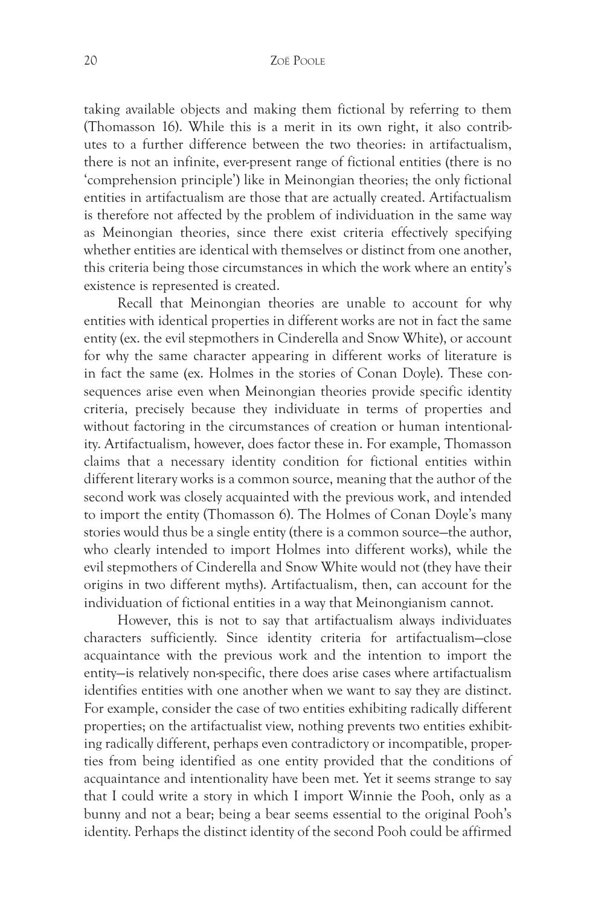taking available objects and making them fictional by referring to them (Thomasson 16). While this is a merit in its own right, it also contributes to a further difference between the two theories: in artifactualism, there is not an infinite, ever-present range of fictional entities (there is no 'comprehension principle') like in Meinongian theories; the only fictional entities in artifactualism are those that are actually created. Artifactualism is therefore not affected by the problem of individuation in the same way as Meinongian theories, since there exist criteria effectively specifying whether entities are identical with themselves or distinct from one another, this criteria being those circumstances in which the work where an entity's existence is represented is created.

Recall that Meinongian theories are unable to account for why entities with identical properties in different works are not in fact the same entity (ex. the evil stepmothers in Cinderella and Snow White), or account for why the same character appearing in different works of literature is in fact the same (ex. Holmes in the stories of Conan Doyle). These consequences arise even when Meinongian theories provide specific identity criteria, precisely because they individuate in terms of properties and without factoring in the circumstances of creation or human intentionality. Artifactualism, however, does factor these in. For example, Thomasson claims that a necessary identity condition for fictional entities within different literary works is a common source, meaning that the author of the second work was closely acquainted with the previous work, and intended to import the entity (Thomasson 6). The Holmes of Conan Doyle's many stories would thus be a single entity (there is a common source—the author, who clearly intended to import Holmes into different works), while the evil stepmothers of Cinderella and Snow White would not (they have their origins in two different myths). Artifactualism, then, can account for the individuation of fictional entities in a way that Meinongianism cannot.

However, this is not to say that artifactualism always individuates characters sufficiently. Since identity criteria for artifactualism—close acquaintance with the previous work and the intention to import the entity—is relatively non-specific, there does arise cases where artifactualism identifies entities with one another when we want to say they are distinct. For example, consider the case of two entities exhibiting radically different properties; on the artifactualist view, nothing prevents two entities exhibiting radically different, perhaps even contradictory or incompatible, properties from being identified as one entity provided that the conditions of acquaintance and intentionality have been met. Yet it seems strange to say that I could write a story in which I import Winnie the Pooh, only as a bunny and not a bear; being a bear seems essential to the original Pooh's identity. Perhaps the distinct identity of the second Pooh could be affirmed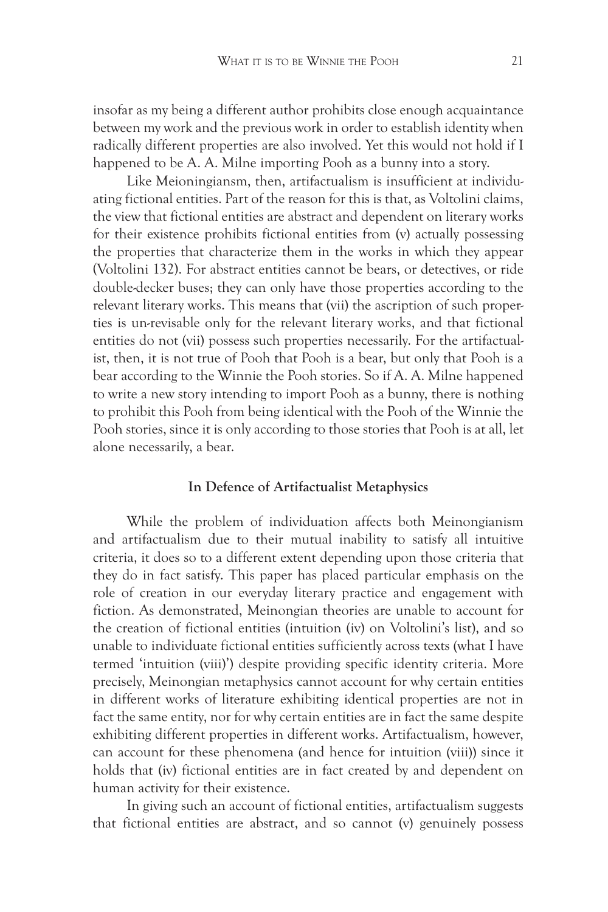insofar as my being a different author prohibits close enough acquaintance between my work and the previous work in order to establish identity when radically different properties are also involved. Yet this would not hold if I happened to be A. A. Milne importing Pooh as a bunny into a story.

Like Meioningiansm, then, artifactualism is insufficient at individuating fictional entities. Part of the reason for this is that, as Voltolini claims, the view that fictional entities are abstract and dependent on literary works for their existence prohibits fictional entities from (v) actually possessing the properties that characterize them in the works in which they appear (Voltolini 132). For abstract entities cannot be bears, or detectives, or ride double-decker buses; they can only have those properties according to the relevant literary works. This means that (vii) the ascription of such properties is un-revisable only for the relevant literary works, and that fictional entities do not (vii) possess such properties necessarily. For the artifactualist, then, it is not true of Pooh that Pooh is a bear, but only that Pooh is a bear according to the Winnie the Pooh stories. So if A. A. Milne happened to write a new story intending to import Pooh as a bunny, there is nothing to prohibit this Pooh from being identical with the Pooh of the Winnie the Pooh stories, since it is only according to those stories that Pooh is at all, let alone necessarily, a bear.

## In Defence of Artifactualist Metaphysics

While the problem of individuation affects both Meinongianism and artifactualism due to their mutual inability to satisfy all intuitive criteria, it does so to a different extent depending upon those criteria that they do in fact satisfy. This paper has placed particular emphasis on the role of creation in our everyday literary practice and engagement with fiction. As demonstrated, Meinongian theories are unable to account for the creation of fictional entities (intuition (iv) on Voltolini's list), and so unable to individuate fictional entities sufficiently across texts (what I have termed 'intuition (viii)') despite providing specific identity criteria. More precisely, Meinongian metaphysics cannot account for why certain entities in different works of literature exhibiting identical properties are not in fact the same entity, nor for why certain entities are in fact the same despite exhibiting different properties in different works. Artifactualism, however, can account for these phenomena (and hence for intuition (viii)) since it holds that (iv) fictional entities are in fact created by and dependent on human activity for their existence.

In giving such an account of fictional entities, artifactualism suggests that fictional entities are abstract, and so cannot (v) genuinely possess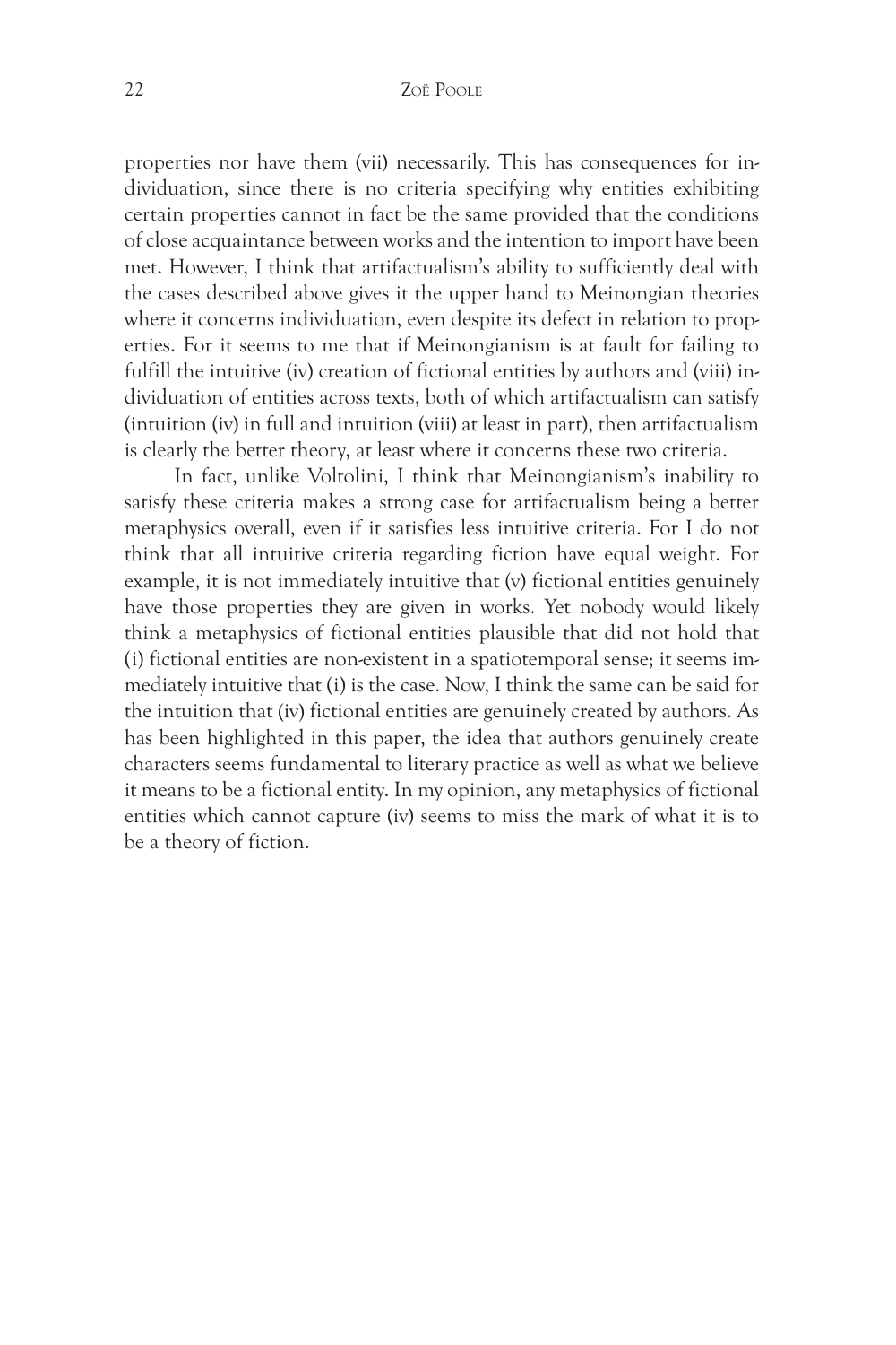properties nor have them (vii) necessarily. This has consequences for individuation, since there is no criteria specifying why entities exhibiting certain properties cannot in fact be the same provided that the conditions of close acquaintance between works and the intention to import have been met. However, I think that artifactualism's ability to sufficiently deal with the cases described above gives it the upper hand to Meinongian theories where it concerns individuation, even despite its defect in relation to properties. For it seems to me that if Meinongianism is at fault for failing to fulfill the intuitive (iv) creation of fictional entities by authors and (viii) individuation of entities across texts, both of which artifactualism can satisfy (intuition (iv) in full and intuition (viii) at least in part), then artifactualism is clearly the better theory, at least where it concerns these two criteria.

In fact, unlike Voltolini, I think that Meinongianism's inability to satisfy these criteria makes a strong case for artifactualism being a better metaphysics overall, even if it satisfies less intuitive criteria. For I do not think that all intuitive criteria regarding fiction have equal weight. For example, it is not immediately intuitive that (v) fictional entities genuinely have those properties they are given in works. Yet nobody would likely think a metaphysics of fictional entities plausible that did not hold that (i) fictional entities are non-existent in a spatiotemporal sense; it seems immediately intuitive that (i) is the case. Now, I think the same can be said for the intuition that (iv) fictional entities are genuinely created by authors. As has been highlighted in this paper, the idea that authors genuinely create characters seems fundamental to literary practice as well as what we believe it means to be a fictional entity. In my opinion, any metaphysics of fictional entities which cannot capture (iv) seems to miss the mark of what it is to be a theory of fiction.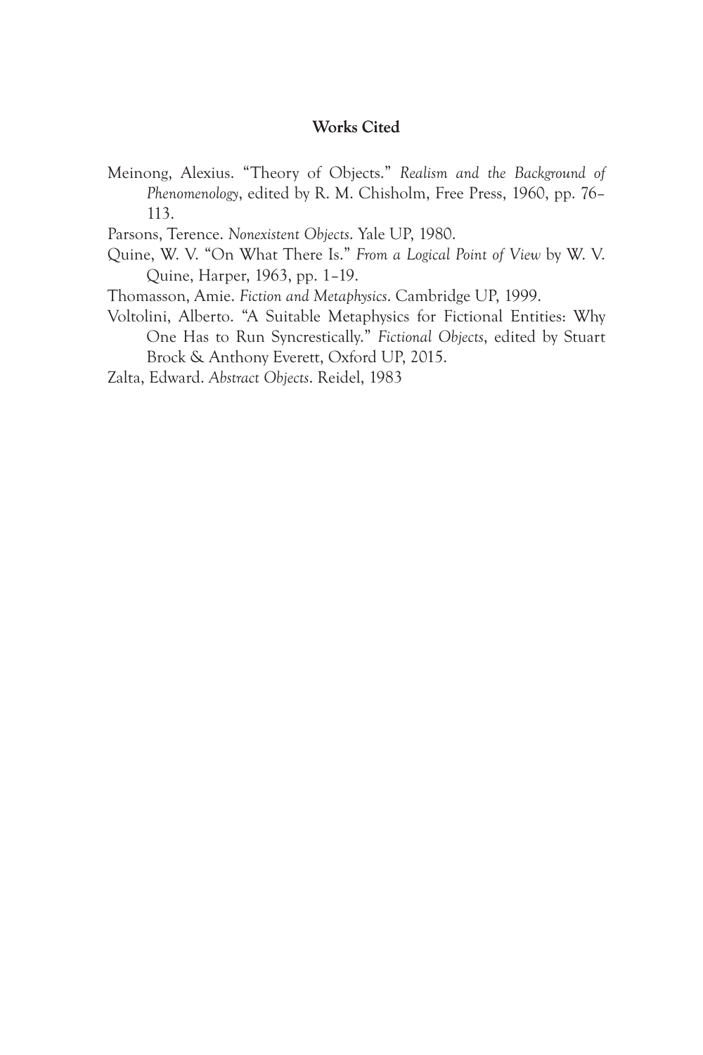## Works Cited

Meinong, Alexius. "Theory of Objects." *Realism and the Background of Phenomenology*, edited by R. M. Chisholm, Free Press, 1960, pp. 76–113.

Parsons, Terence. *Nonexistent Objects*. Yale UP, 1980.

Quine, W. V. "On What There Is." *From a Logical Point of View* by W. V. Quine, Harper, 1963, pp. 1–19.

Thomasson, Amie. *Fiction and Metaphysics*. Cambridge UP, 1999.

Voltolini, Alberto. "A Suitable Metaphysics for Fictional Entities: Why One Has to Run Syncrestically." *Fictional Objects*, edited by Stuart Brock & Anthony Everett, Oxford UP, 2015.

Zalta, Edward. *Abstract Objects*. Reidel, 1983